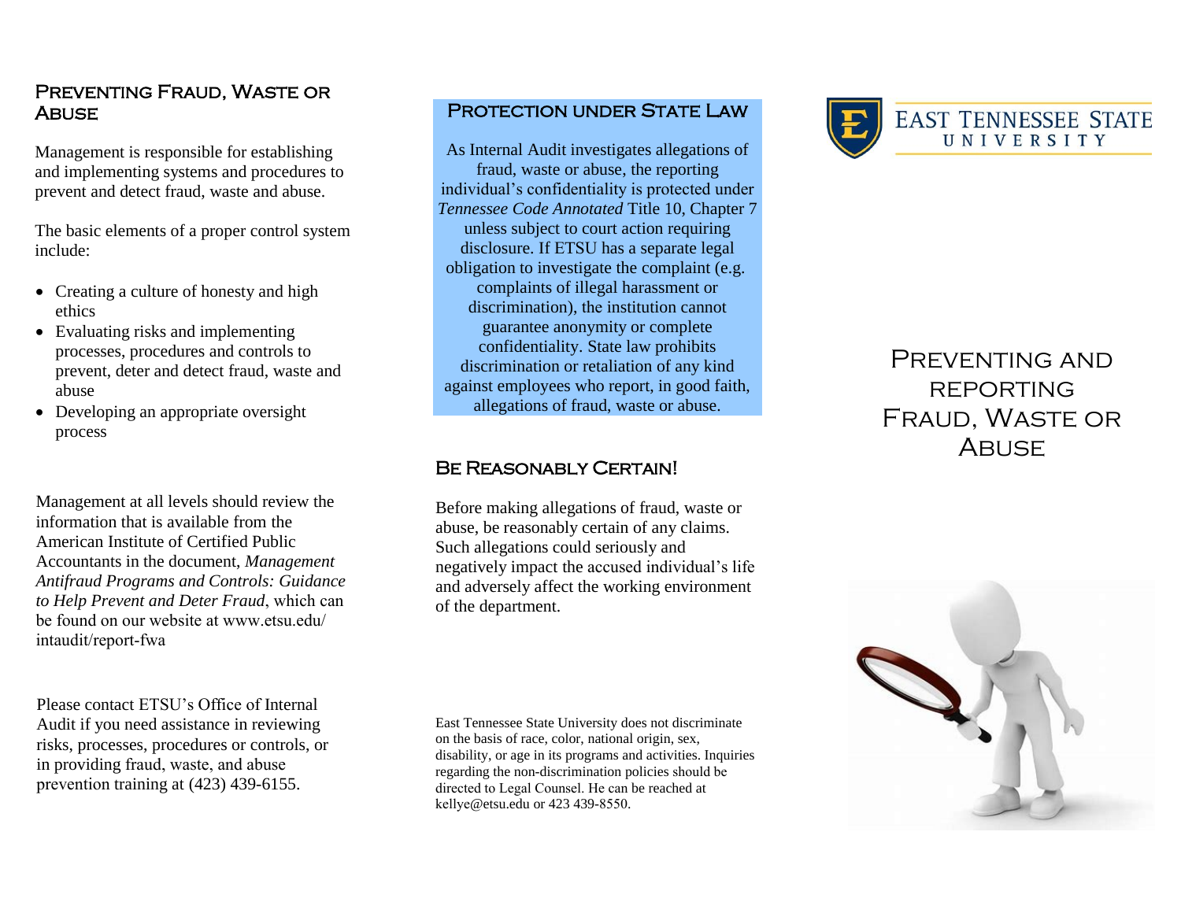## Preventing Fraud, Waste or Abuse

Management is responsible for establishing and implementing systems and procedures to prevent and detect fraud, waste and abuse.

The basic elements of a proper control system include:

- Creating a culture of honesty and high ethics
- Evaluating risks and implementing processes, procedures and controls to prevent, deter and detect fraud, waste and abuse
- Developing an appropriate oversight process

Management at all levels should review the information that is available from the American Institute of Certified Public Accountants in the document, *Management Antifraud Programs and Controls: Guidance to Help Prevent and Deter Fraud*, which can be found on our website at www.etsu.edu/intaudit/report-fwa

Please contact ETSU's Office of Internal Audit if you need assistance in reviewing risks, processes, procedures or controls, or in providing fraud, waste, and abuse prevention training at (423) 439-6155.

## Protection under State Law

As Internal Audit investigates allegations of fraud, waste or abuse, the reporting individual's confidentiality is protected under *Tennessee Code Annotated* Title 10, Chapter 7 unless subject to court action requiring disclosure. If ETSU has a separate legal obligation to investigate the complaint (e.g. complaints of illegal harassment or discrimination), the institution cannot guarantee anonymity or complete confidentiality. State law prohibits discrimination or retaliation of any kind against employees who report, in good faith, allegations of fraud, waste or abuse.

## Be Reasonably Certain!

Before making allegations of fraud, waste or abuse, be reasonably certain of any claims. Such allegations could seriously and negatively impact the accused individual's life and adversely affect the working environment of the department.

East Tennessee State University does not discriminate on the basis of race, color, national origin, sex, disability, or age in its programs and activities. Inquiries regarding the non-discrimination policies should be directed to Legal Counsel. He can be reached at kellye@etsu.edu or 423 439-8550.

East Tennessee State University

# Preventing and reporting Fraud, Waste or Abuse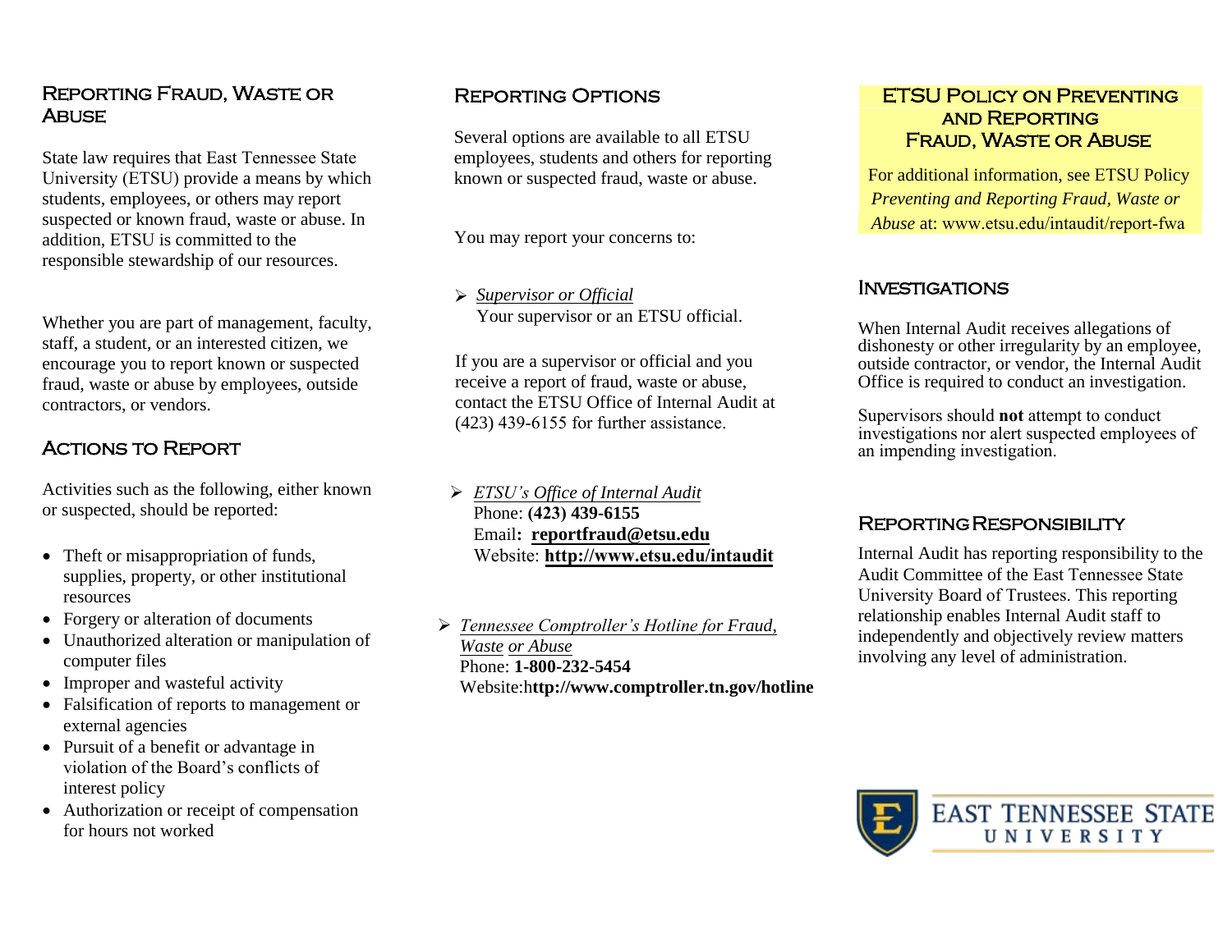## Reporting Fraud, Waste or Abuse

State law requires that East Tennessee State University (ETSU) provide a means by which students, employees, or others may report suspected or known fraud, waste or abuse. In addition, ETSU is committed to the responsible stewardship of our resources.

Whether you are part of management, faculty, staff, a student, or an interested citizen, we encourage you to report known or suspected fraud, waste or abuse by employees, outside contractors, or vendors.

## Actions to Report

Activities such as the following, either known or suspected, should be reported:

- Theft or misappropriation of funds, supplies, property, or other institutional resources
- Forgery or alteration of documents
- Unauthorized alteration or manipulation of computer files
- Improper and wasteful activity
- Falsification of reports to management or external agencies
- Pursuit of a benefit or advantage in violation of the Board's conflicts of interest policy
- Authorization or receipt of compensation for hours not worked

## Reporting Options

Several options are available to all ETSU employees, students and others for reporting known or suspected fraud, waste or abuse.

You may report your concerns to:

- *Supervisor or Official*
  Your supervisor or an ETSU official.

If you are a supervisor or official and you receive a report of fraud, waste or abuse, contact the ETSU Office of Internal Audit at (423) 439-6155 for further assistance.

- *ETSU's Office of Internal Audit*
  Phone: **(423) 439-6155**
  Email**: reportfraud@etsu.edu**
  Website: **http://www.etsu.edu/intaudit**

- *Tennessee Comptroller's Hotline for Fraud, Waste or Abuse*
  Phone: **1-800-232-5454**
  Website:h**ttp://www.comptroller.tn.gov/hotline**

## ETSU Policy on Preventing and Reporting Fraud, Waste or Abuse

For additional information, see ETSU Policy *Preventing and Reporting Fraud, Waste or Abuse* at: www.etsu.edu/intaudit/report-fwa

## Investigations

When Internal Audit receives allegations of dishonesty or other irregularity by an employee, outside contractor, or vendor, the Internal Audit Office is required to conduct an investigation.

Supervisors should **not** attempt to conduct investigations nor alert suspected employees of an impending investigation.

## Reporting Responsibility

Internal Audit has reporting responsibility to the Audit Committee of the East Tennessee State University Board of Trustees. This reporting relationship enables Internal Audit staff to independently and objectively review matters involving any level of administration.

EAST TENNESSEE STATE UNIVERSITY